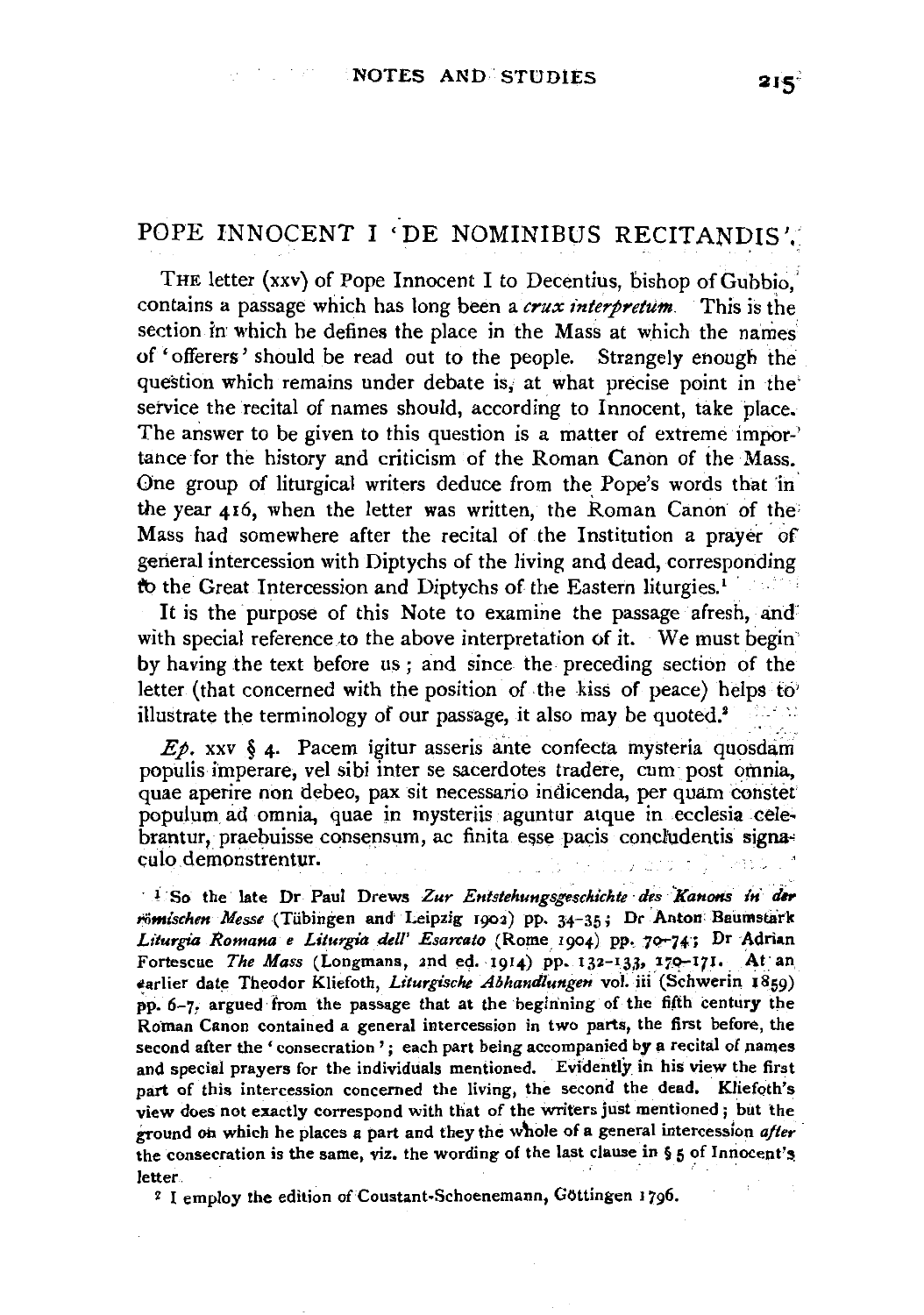## POPE INNOCENT I 'DE NOMINIBUS RECITANDIS'.

THE letter (xxv) of Pope Innocent I to Decentius, bishop of Gubbio, contains a passage which has long been a *crux interpretum*. This is the section in which he defines the place in the Mass at which the names of 'offerers' should be read out to the people. Strangely enough the question which remains under debate is, at what precise point in the service the recital of names should, according to Innocent, take place. The answer to be given to this question is a matter of extreme importance for the history and criticism of the Roman Canon of the Mass. One group of liturgical writers deduce from the Pope's words that in the year 416, when the letter was written, the Roman Canon of the Mass had somewhere after the recital of the Institution a prayer of general intercession with Diptychs of the living and dead, corresponding to the Great Intercession and Diptychs of the Eastern liturgies.[1]

It is the purpose of this Note to examine the passage afresh, and with special reference to the above interpretation of it. We must begin by having the text before us; and since the preceding section of the letter (that concerned with the position of the kiss of peace) helps to illustrate the terminology of our passage, it also may be quoted.[2]

*Ep.* xxv § 4. Pacem igitur asseris ante confecta mysteria quosdam populis imperare, vel sibi inter se sacerdotes tradere, cum post omnia, quae aperire non debeo, pax sit necessario indicenda, per quam constet populum ad omnia, quae in mysteriis aguntur atque in ecclesia celebrantur, praebuisse consensum, ac finita esse pacis concludentis signaculo demonstrentur.

---

[1] So the late Dr Paul Drews *Zur Entstehungsgeschichte des Kanons in der römischen Messe* (Tübingen and Leipzig 1902) pp. 34–35; Dr Anton Baumstark *Liturgia Romana e Liturgia dell' Esarcato* (Rome 1904) pp. 70–74; Dr Adrian Fortescue *The Mass* (Longmans, 2nd ed. 1914) pp. 132–133, 170–171. At an earlier date Theodor Kliefoth, *Liturgische Abhandlungen* vol. iii (Schwerin 1859) pp. 6–7, argued from the passage that at the beginning of the fifth century the Roman Canon contained a general intercession in two parts, the first before, the second after the 'consecration'; each part being accompanied by a recital of names and special prayers for the individuals mentioned. Evidently in his view the first part of this intercession concerned the living, the second the dead. Kliefoth's view does not exactly correspond with that of the writers just mentioned; but the ground on which he places a part and they the whole of a general intercession *after* the consecration is the same, viz. the wording of the last clause in § 5 of Innocent's letter.

[2] I employ the edition of Coustant-Schoenemann, Göttingen 1796.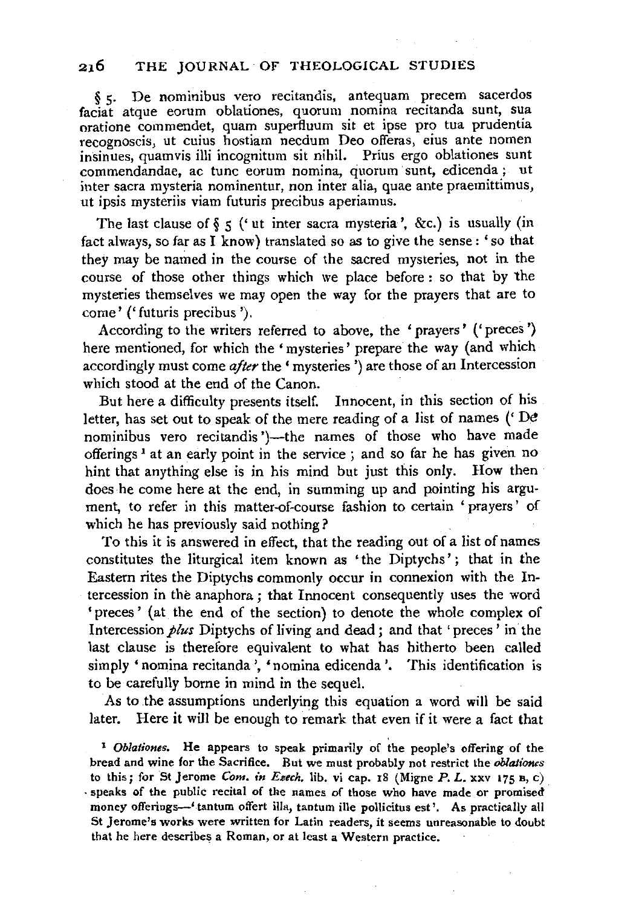§ 5. De nominibus vero recitandis, antequam precem sacerdos faciat atque eorum oblationes, quorum nomina recitanda sunt, sua oratione commendet, quam superfluum sit et ipse pro tua prudentia recognoscis, ut cuius hostiam necdum Deo offeras, eius ante nomen insinues, quamvis illi incognitum sit nihil. Prius ergo oblationes sunt commendandae, ac tunc eorum nomina, quorum sunt, edicenda; ut inter sacra mysteria nominentur, non inter alia, quae ante praemittimus, ut ipsis mysteriis viam futuris precibus aperiamus.

The last clause of § 5 ('ut inter sacra mysteria', &c.) is usually (in fact always, so far as I know) translated so as to give the sense: 'so that they may be named in the course of the sacred mysteries, not in the course of those other things which we place before: so that by the mysteries themselves we may open the way for the prayers that are to come' ('futuris precibus').

According to the writers referred to above, the 'prayers' ('preces') here mentioned, for which the 'mysteries' prepare the way (and which accordingly must come *after* the 'mysteries') are those of an Intercession which stood at the end of the Canon.

But here a difficulty presents itself. Innocent, in this section of his letter, has set out to speak of the mere reading of a list of names ('De nominibus vero recitandis')—the names of those who have made offerings[1] at an early point in the service; and so far he has given no hint that anything else is in his mind but just this only. How then does he come here at the end, in summing up and pointing his argument, to refer in this matter-of-course fashion to certain 'prayers' of which he has previously said nothing?

To this it is answered in effect, that the reading out of a list of names constitutes the liturgical item known as 'the Diptychs'; that in the Eastern rites the Diptychs commonly occur in connexion with the Intercession in the anaphora; that Innocent consequently uses the word 'preces' (at the end of the section) to denote the whole complex of Intercession *plus* Diptychs of living and dead; and that 'preces' in the last clause is therefore equivalent to what has hitherto been called simply 'nomina recitanda', 'nomina edicenda'. This identification is to be carefully borne in mind in the sequel.

As to the assumptions underlying this equation a word will be said later. Here it will be enough to remark that even if it were a fact that

[1] *Oblationes.* He appears to speak primarily of the people's offering of the bread and wine for the Sacrifice. But we must probably not restrict the *oblationes* to this; for St Jerome *Com. in Ezech.* lib. vi cap. 18 (Migne *P. L.* xxv 175 B, C) speaks of the public recital of the names of those who have made or promised money offerings—'tantum offert illa, tantum ille pollicitus est'. As practically all St Jerome's works were written for Latin readers, it seems unreasonable to doubt that he here describes a Roman, or at least a Western practice.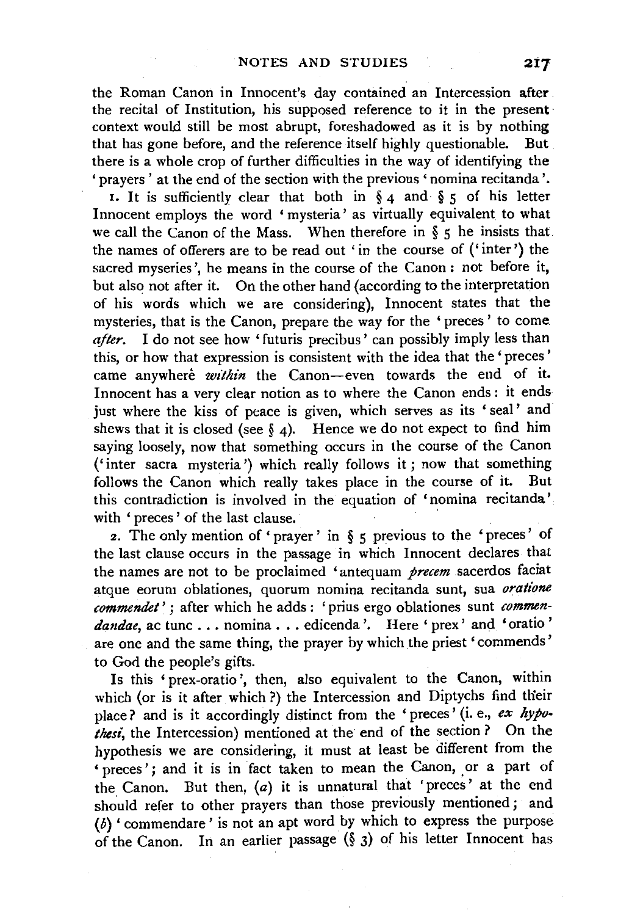the Roman Canon in Innocent's day contained an Intercession after the recital of Institution, his supposed reference to it in the present context would still be most abrupt, foreshadowed as it is by nothing that has gone before, and the reference itself highly questionable. But there is a whole crop of further difficulties in the way of identifying the 'prayers' at the end of the section with the previous 'nomina recitanda'.

1. It is sufficiently clear that both in § 4 and § 5 of his letter Innocent employs the word 'mysteria' as virtually equivalent to what we call the Canon of the Mass. When therefore in § 5 he insists that the names of offerers are to be read out 'in the course of ('inter') the sacred myseries', he means in the course of the Canon: not before it, but also not after it. On the other hand (according to the interpretation of his words which we are considering), Innocent states that the mysteries, that is the Canon, prepare the way for the 'preces' to come *after*. I do not see how 'futuris precibus' can possibly imply less than this, or how that expression is consistent with the idea that the 'preces' came anywhere *within* the Canon—even towards the end of it. Innocent has a very clear notion as to where the Canon ends: it ends just where the kiss of peace is given, which serves as its 'seal' and shews that it is closed (see § 4). Hence we do not expect to find him saying loosely, now that something occurs in the course of the Canon ('inter sacra mysteria') which really follows it; now that something follows the Canon which really takes place in the course of it. But this contradiction is involved in the equation of 'nomina recitanda' with 'preces' of the last clause.

2. The only mention of 'prayer' in § 5 previous to the 'preces' of the last clause occurs in the passage in which Innocent declares that the names are not to be proclaimed 'antequam *precem* sacerdos faciat atque eorum oblationes, quorum nomina recitanda sunt, sua *oratione commendet*'; after which he adds: 'prius ergo oblationes sunt *commendandae*, ac tunc . . . nomina . . . edicenda'. Here 'prex' and 'oratio' are one and the same thing, the prayer by which the priest 'commends' to God the people's gifts.

Is this 'prex-oratio', then, also equivalent to the Canon, within which (or is it after which?) the Intercession and Diptychs find their place? and is it accordingly distinct from the 'preces' (i. e., *ex hypothesi*, the Intercession) mentioned at the end of the section? On the hypothesis we are considering, it must at least be different from the 'preces'; and it is in fact taken to mean the Canon, or a part of the Canon. But then, (*a*) it is unnatural that 'preces' at the end should refer to other prayers than those previously mentioned; and (*b*) 'commendare' is not an apt word by which to express the purpose of the Canon. In an earlier passage (§ 3) of his letter Innocent has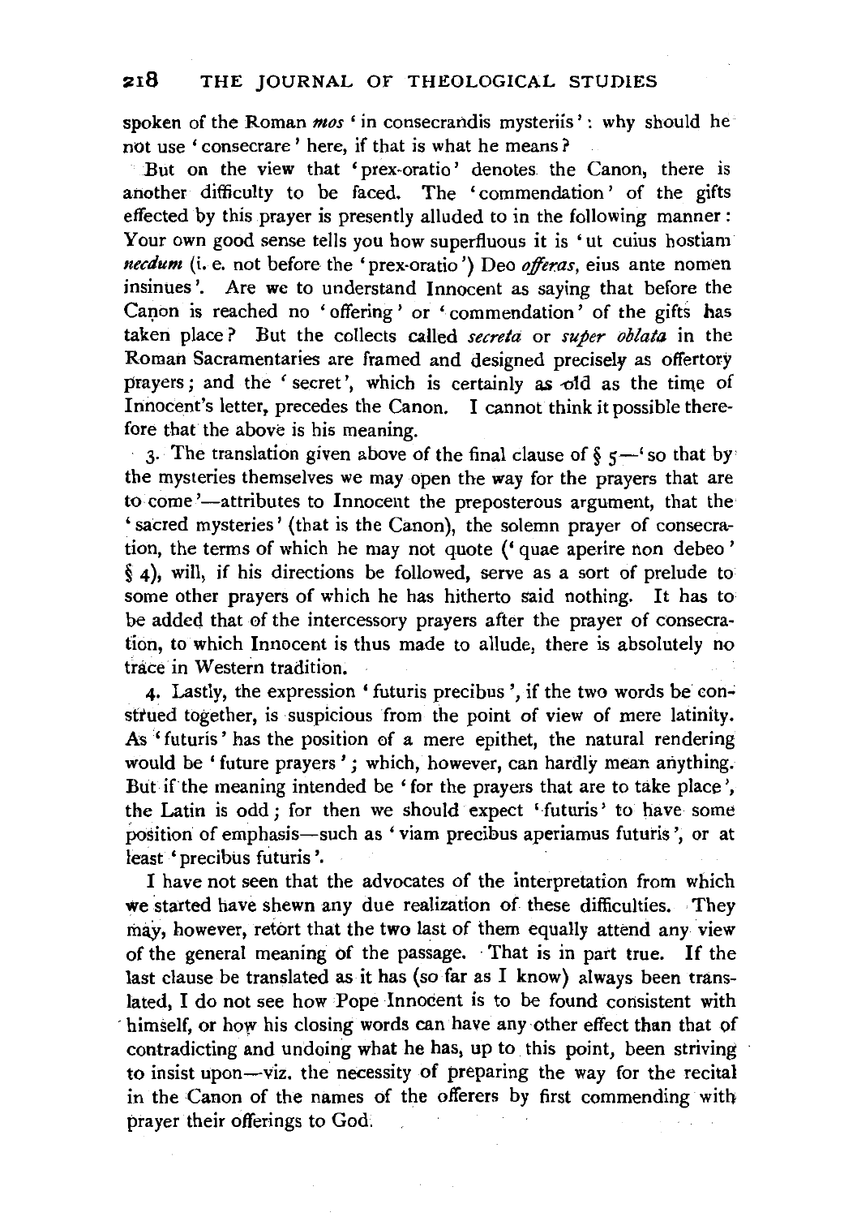spoken of the Roman *mos* 'in consecrandis mysteriis': why should he not use 'consecrare' here, if that is what he means?

But on the view that 'prex-oratio' denotes the Canon, there is another difficulty to be faced. The 'commendation' of the gifts effected by this prayer is presently alluded to in the following manner: Your own good sense tells you how superfluous it is 'ut cuius hostiam *necdum* (i. e. not before the 'prex-oratio') Deo *offeras*, eius ante nomen insinues'. Are we to understand Innocent as saying that before the Canon is reached no 'offering' or 'commendation' of the gifts has taken place? But the collects called *secreta* or *super oblata* in the Roman Sacramentaries are framed and designed precisely as offertory prayers; and the 'secret', which is certainly as old as the time of Innocent's letter, precedes the Canon. I cannot think it possible therefore that the above is his meaning.

3. The translation given above of the final clause of § 5—'so that by the mysteries themselves we may open the way for the prayers that are to come'—attributes to Innocent the preposterous argument, that the 'sacred mysteries' (that is the Canon), the solemn prayer of consecration, the terms of which he may not quote ('quae aperire non debeo' § 4), will, if his directions be followed, serve as a sort of prelude to some other prayers of which he has hitherto said nothing. It has to be added that of the intercessory prayers after the prayer of consecration, to which Innocent is thus made to allude, there is absolutely no trace in Western tradition.

4. Lastly, the expression 'futuris precibus', if the two words be construed together, is suspicious from the point of view of mere latinity. As 'futuris' has the position of a mere epithet, the natural rendering would be 'future prayers'; which, however, can hardly mean anything. But if the meaning intended be 'for the prayers that are to take place', the Latin is odd; for then we should expect 'futuris' to have some position of emphasis—such as 'viam precibus aperiamus futuris', or at least 'precibus futuris'.

I have not seen that the advocates of the interpretation from which we started have shewn any due realization of these difficulties. They may, however, retort that the two last of them equally attend any view of the general meaning of the passage. That is in part true. If the last clause be translated as it has (so far as I know) always been translated, I do not see how Pope Innocent is to be found consistent with himself, or how his closing words can have any other effect than that of contradicting and undoing what he has, up to this point, been striving to insist upon—viz. the necessity of preparing the way for the recital in the Canon of the names of the offerers by first commending with prayer their offerings to God.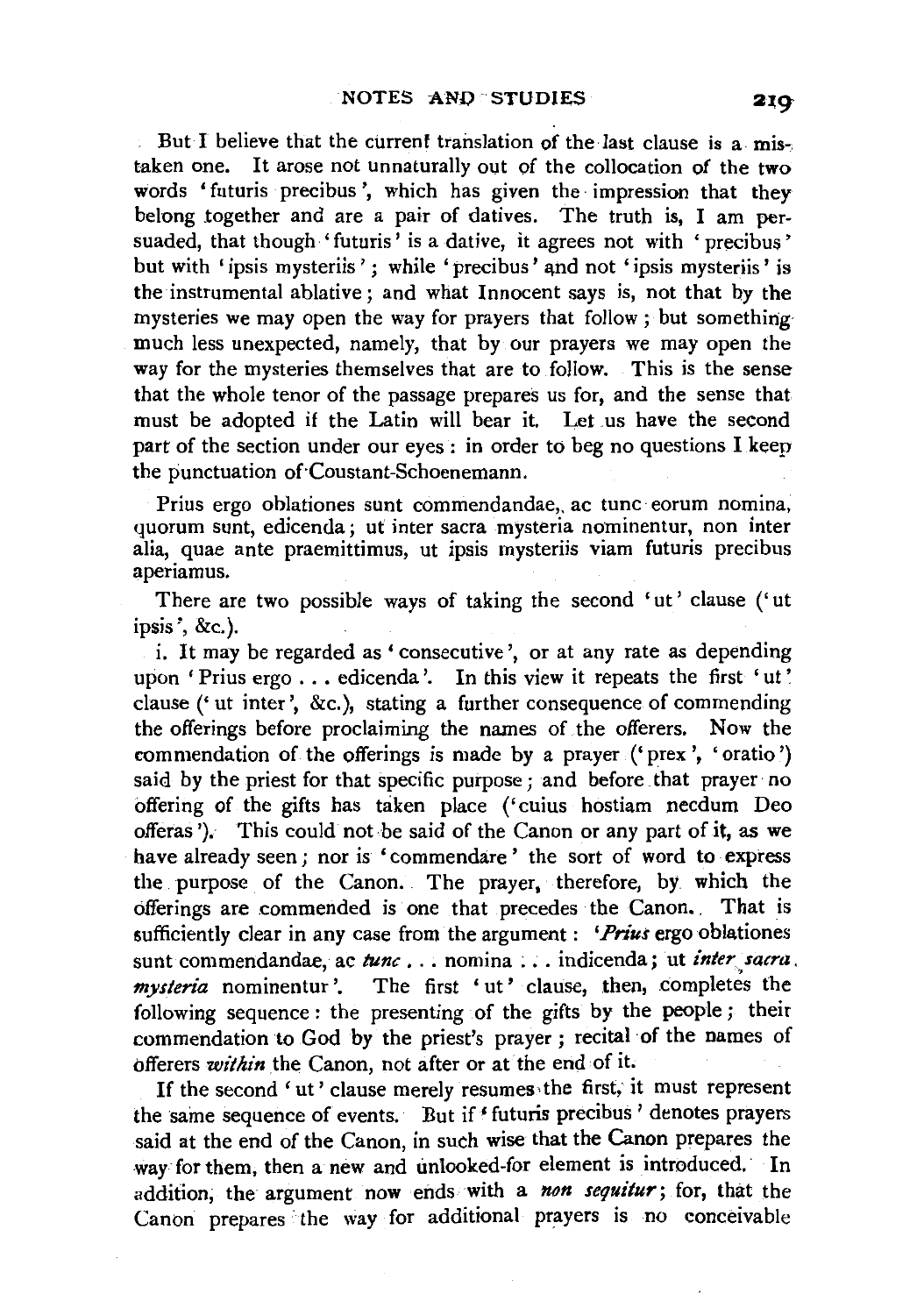But I believe that the current translation of the last clause is a mistaken one. It arose not unnaturally out of the collocation of the two words 'futuris precibus', which has given the impression that they belong together and are a pair of datives. The truth is, I am persuaded, that though 'futuris' is a dative, it agrees not with 'precibus' but with 'ipsis mysteriis'; while 'precibus' and not 'ipsis mysteriis' is the instrumental ablative; and what Innocent says is, not that by the mysteries we may open the way for prayers that follow; but something much less unexpected, namely, that by our prayers we may open the way for the mysteries themselves that are to follow. This is the sense that the whole tenor of the passage prepares us for, and the sense that must be adopted if the Latin will bear it. Let us have the second part of the section under our eyes: in order to beg no questions I keep the punctuation of Coustant-Schoenemann.

Prius ergo oblationes sunt commendandae, ac tunc eorum nomina, quorum sunt, edicenda; ut inter sacra mysteria nominentur, non inter alia, quae ante praemittimus, ut ipsis mysteriis viam futuris precibus aperiamus.

There are two possible ways of taking the second 'ut' clause ('ut ipsis', &c.).

i. It may be regarded as 'consecutive', or at any rate as depending upon 'Prius ergo . . . edicenda'. In this view it repeats the first 'ut' clause ('ut inter', &c.), stating a further consequence of commending the offerings before proclaiming the names of the offerers. Now the commendation of the offerings is made by a prayer ('prex', 'oratio') said by the priest for that specific purpose; and before that prayer no offering of the gifts has taken place ('cuius hostiam necdum Deo offeras'). This could not be said of the Canon or any part of it, as we have already seen; nor is 'commendare' the sort of word to express the purpose of the Canon. The prayer, therefore, by which the offerings are commended is one that precedes the Canon. That is sufficiently clear in any case from the argument: '*Prius* ergo oblationes sunt commendandae, ac *tunc* . . . nomina . . . indicenda; ut *inter sacra mysteria* nominentur'. The first 'ut' clause, then, completes the following sequence: the presenting of the gifts by the people; their commendation to God by the priest's prayer; recital of the names of offerers *within* the Canon, not after or at the end of it.

If the second 'ut' clause merely resumes the first, it must represent the same sequence of events. But if 'futuris precibus' denotes prayers said at the end of the Canon, in such wise that the Canon prepares the way for them, then a new and unlooked-for element is introduced. In addition, the argument now ends with a *non sequitur*; for, that the Canon prepares the way for additional prayers is no conceivable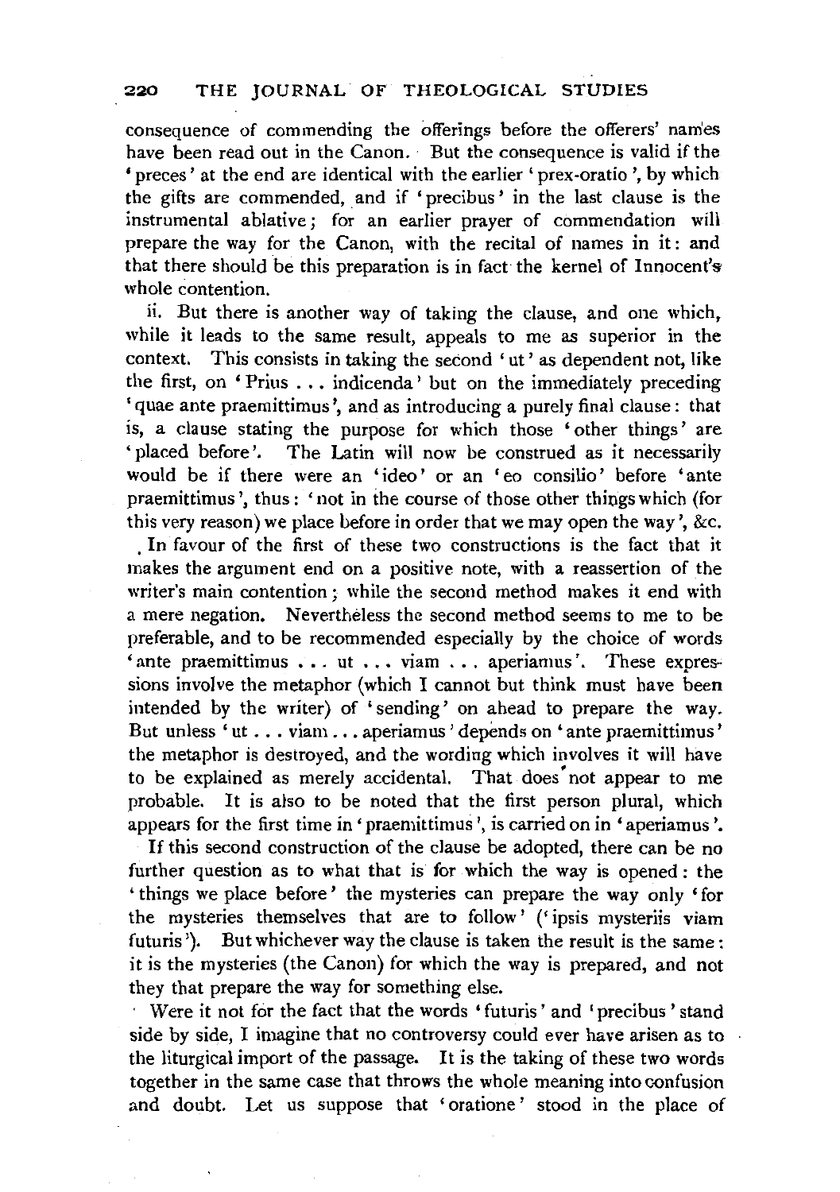consequence of commending the offerings before the offerers' names have been read out in the Canon. But the consequence is valid if the 'preces' at the end are identical with the earlier 'prex-oratio', by which the gifts are commended, and if 'precibus' in the last clause is the instrumental ablative; for an earlier prayer of commendation will prepare the way for the Canon, with the recital of names in it: and that there should be this preparation is in fact the kernel of Innocent's whole contention.

ii. But there is another way of taking the clause, and one which, while it leads to the same result, appeals to me as superior in the context. This consists in taking the second 'ut' as dependent not, like the first, on 'Prius ... indicenda' but on the immediately preceding 'quae ante praemittimus', and as introducing a purely final clause: that is, a clause stating the purpose for which those 'other things' are 'placed before'. The Latin will now be construed as it necessarily would be if there were an 'ideo' or an 'eo consilio' before 'ante praemittimus', thus: 'not in the course of those other things which (for this very reason) we place before in order that we may open the way', &c.

In favour of the first of these two constructions is the fact that it makes the argument end on a positive note, with a reassertion of the writer's main contention; while the second method makes it end with a mere negation. Nevertheless the second method seems to me to be preferable, and to be recommended especially by the choice of words 'ante praemittimus ... ut ... viam ... aperiamus'. These expressions involve the metaphor (which I cannot but think must have been intended by the writer) of 'sending' on ahead to prepare the way. But unless 'ut ... viam ... aperiamus' depends on 'ante praemittimus' the metaphor is destroyed, and the wording which involves it will have to be explained as merely accidental. That does not appear to me probable. It is also to be noted that the first person plural, which appears for the first time in 'praemittimus', is carried on in 'aperiamus'.

If this second construction of the clause be adopted, there can be no further question as to what that is for which the way is opened: the 'things we place before' the mysteries can prepare the way only 'for the mysteries themselves that are to follow' ('ipsis mysteriis viam futuris'). But whichever way the clause is taken the result is the same: it is the mysteries (the Canon) for which the way is prepared, and not they that prepare the way for something else.

Were it not for the fact that the words 'futuris' and 'precibus' stand side by side, I imagine that no controversy could ever have arisen as to the liturgical import of the passage. It is the taking of these two words together in the same case that throws the whole meaning into confusion and doubt. Let us suppose that 'oratione' stood in the place of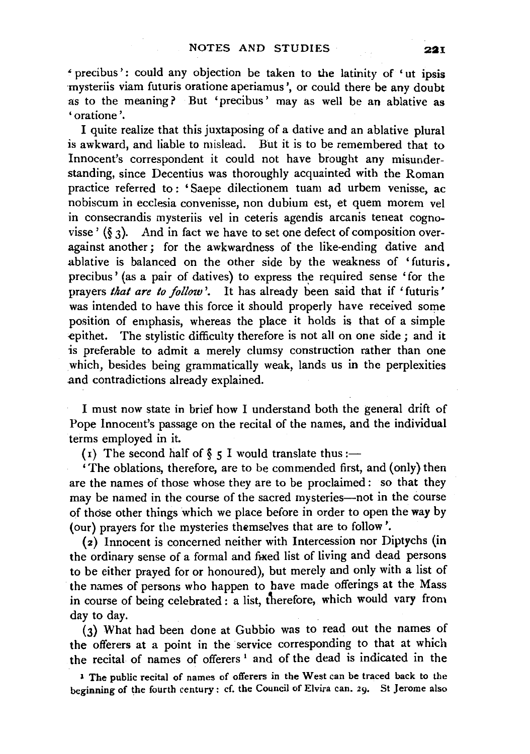'precibus': could any objection be taken to the latinity of 'ut ipsis mysteriis viam futuris oratione aperiamus', or could there be any doubt as to the meaning? But 'precibus' may as well be an ablative as 'oratione'.

I quite realize that this juxtaposing of a dative and an ablative plural is awkward, and liable to mislead. But it is to be remembered that to Innocent's correspondent it could not have brought any misunderstanding, since Decentius was thoroughly acquainted with the Roman practice referred to: 'Saepe dilectionem tuam ad urbem venisse, ac nobiscum in ecclesia convenisse, non dubium est, et quem morem vel in consecrandis mysteriis vel in ceteris agendis arcanis teneat cognovisse' (§ 3). And in fact we have to set one defect of composition overagainst another; for the awkwardness of the like-ending dative and ablative is balanced on the other side by the weakness of 'futuris, precibus' (as a pair of datives) to express the required sense 'for the prayers *that are to follow*'. It has already been said that if 'futuris' was intended to have this force it should properly have received some position of emphasis, whereas the place it holds is that of a simple epithet. The stylistic difficulty therefore is not all on one side; and it is preferable to admit a merely clumsy construction rather than one which, besides being grammatically weak, lands us in the perplexities and contradictions already explained.

I must now state in brief how I understand both the general drift of Pope Innocent's passage on the recital of the names, and the individual terms employed in it.

(1) The second half of § 5 I would translate thus:—

'The oblations, therefore, are to be commended first, and (only) then are the names of those whose they are to be proclaimed: so that they may be named in the course of the sacred mysteries—not in the course of those other things which we place before in order to open the way by (our) prayers for the mysteries themselves that are to follow'.

(2) Innocent is concerned neither with Intercession nor Diptychs (in the ordinary sense of a formal and fixed list of living and dead persons to be either prayed for or honoured), but merely and only with a list of the names of persons who happen to have made offerings at the Mass in course of being celebrated: a list, therefore, which would vary from day to day.

(3) What had been done at Gubbio was to read out the names of the offerers at a point in the service corresponding to that at which the recital of names of offerers [1] and of the dead is indicated in the

[1] The public recital of names of offerers in the West can be traced back to the beginning of the fourth century: cf. the Council of Elvira can. 29. St Jerome also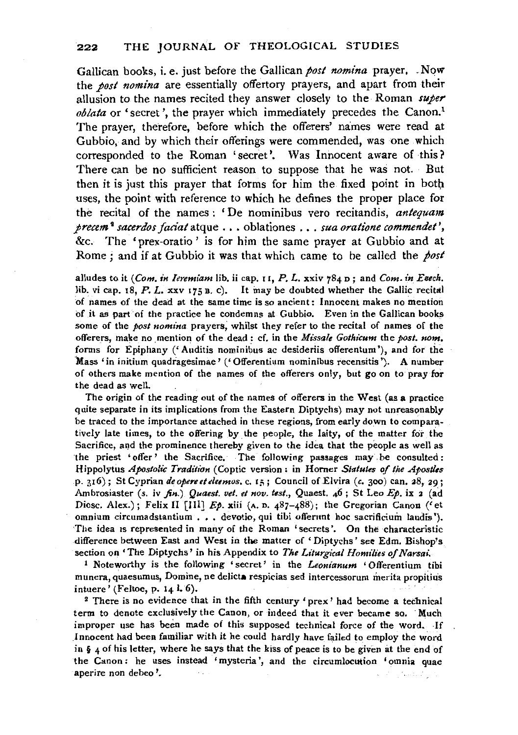Gallican books, i. e. just before the Gallican *post nomina* prayer. Now the *post nomina* are essentially offertory prayers, and apart from their allusion to the names recited they answer closely to the Roman *super oblata* or 'secret', the prayer which immediately precedes the Canon.[1] The prayer, therefore, before which the offerers' names were read at Gubbio, and by which their offerings were commended, was one which corresponded to the Roman 'secret'. Was Innocent aware of this? There can be no sufficient reason to suppose that he was not. But then it is just this prayer that forms for him the fixed point in both uses, the point with reference to which he defines the proper place for the recital of the names: 'De nominibus vero recitandis, *antequam precem*[2] *sacerdos faciat* atque . . . oblationes . . . *sua oratione commendet*', &c. The 'prex-oratio' is for him the same prayer at Gubbio and at Rome; and if at Gubbio it was that which came to be called the *post*

alludes to it (*Com. in Ieremiam* lib. ii cap. 11, *P. L.* xxiv 784 D; and *Com. in Ezech.* lib. vi cap. 18, *P. L.* xxv 175 B. C). It may be doubted whether the Gallic recital of names of the dead at the same time is so ancient: Innocent makes no mention of it as part of the practice he condemns at Gubbio. Even in the Gallican books some of the *post nomina* prayers, whilst they refer to the recital of names of the offerers, make no mention of the dead: cf. in the *Missale Gothicum* the *post. nom.* forms for Epiphany ('Auditis nominibus ac desideriis offerentum'), and for the Mass 'in initium quadragesimae' ('Offerentium nominibus recensitis'). A number of others make mention of the names of the offerers only, but go on to pray for the dead as well.

The origin of the reading out of the names of offerers in the West (as a practice quite separate in its implications from the Eastern Diptychs) may not unreasonably be traced to the importance attached in these regions, from early down to comparatively late times, to the offering by the people, the laity, of the matter for the Sacrifice, and the prominence thereby given to the idea that the people as well as the priest 'offer' the Sacrifice. The following passages may be consulted: Hippolytus *Apostolic Tradition* (Coptic version: in Horner *Statutes of the Apostles* p. 316); St Cyprian *de opere et eleemos.* c. 15; Council of Elvira (*c.* 300) can. 28, 29; Ambrosiaster (*s.* iv *fin.*) *Quaest. vet. et nov. test.*, Quaest. 46; St Leo *Ep.* ix 2 (ad Diosc. Alex.); Felix II [III] *Ep.* xiii (A. D. 487–488); the Gregorian Canon ('et omnium circumadstantium . . . devotio, qui tibi offerunt hoc sacrificium laudis'). The idea is represented in many of the Roman 'secrets'. On the characteristic difference between East and West in the matter of 'Diptychs' see Edm. Bishop's section on 'The Diptychs' in his Appendix to *The Liturgical Homilies of Narsai.*

[1] Noteworthy is the following 'secret' in the *Leonianum* 'Offerentium tibi munera, quaesumus, Domine, ne delicta respicias sed intercessorum merita propitius intuere' (Feltoe, p. 14 l. 6).

[2] There is no evidence that in the fifth century 'prex' had become a technical term to denote exclusively the Canon, or indeed that it ever became so. Much improper use has been made of this supposed technical force of the word. If Innocent had been familiar with it he could hardly have failed to employ the word in § 4 of his letter, where he says that the kiss of peace is to be given at the end of the Canon: he uses instead 'mysteria', and the circumlocution 'omnia quae aperire non debeo'.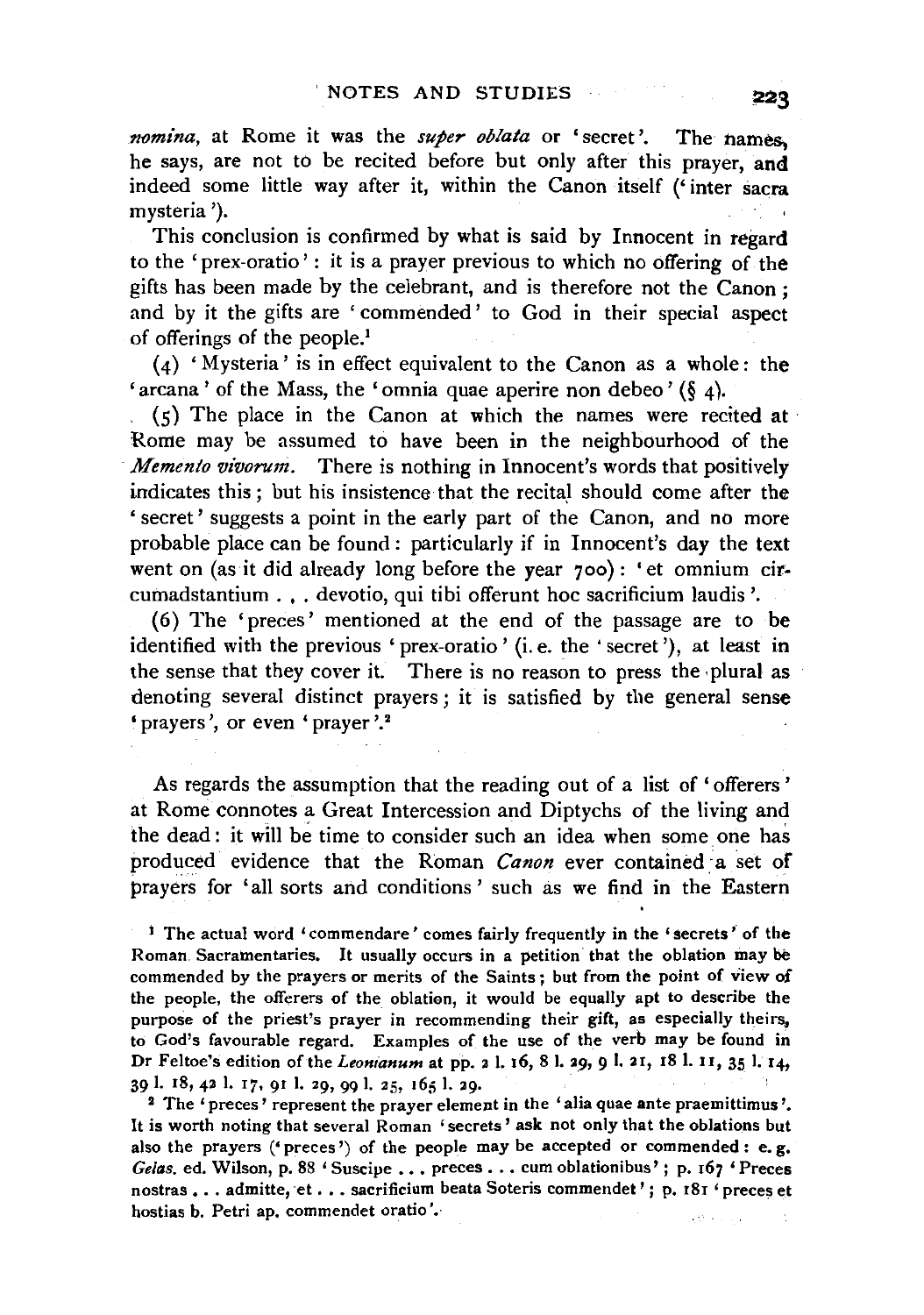*nomina*, at Rome it was the *super oblata* or 'secret'. The names, he says, are not to be recited before but only after this prayer, and indeed some little way after it, within the Canon itself ('inter sacra mysteria').

This conclusion is confirmed by what is said by Innocent in regard to the 'prex-oratio': it is a prayer previous to which no offering of the gifts has been made by the celebrant, and is therefore not the Canon; and by it the gifts are 'commended' to God in their special aspect of offerings of the people.[1]

(4) 'Mysteria' is in effect equivalent to the Canon as a whole: the 'arcana' of the Mass, the 'omnia quae aperire non debeo' (§ 4).

(5) The place in the Canon at which the names were recited at Rome may be assumed to have been in the neighbourhood of the *Memento vivorum*. There is nothing in Innocent's words that positively indicates this; but his insistence that the recital should come after the 'secret' suggests a point in the early part of the Canon, and no more probable place can be found: particularly if in Innocent's day the text went on (as it did already long before the year 700): 'et omnium circumadstantium . . . devotio, qui tibi offerunt hoc sacrificium laudis'.

(6) The 'preces' mentioned at the end of the passage are to be identified with the previous 'prex-oratio' (i. e. the 'secret'), at least in the sense that they cover it. There is no reason to press the plural as denoting several distinct prayers; it is satisfied by the general sense 'prayers', or even 'prayer'.[2]

As regards the assumption that the reading out of a list of 'offerers' at Rome connotes a Great Intercession and Diptychs of the living and the dead: it will be time to consider such an idea when some one has produced evidence that the Roman *Canon* ever contained a set of prayers for 'all sorts and conditions' such as we find in the Eastern

[1] The actual word 'commendare' comes fairly frequently in the 'secrets' of the Roman Sacramentaries. It usually occurs in a petition that the oblation may be commended by the prayers or merits of the Saints; but from the point of view of the people, the offerers of the oblation, it would be equally apt to describe the purpose of the priest's prayer in recommending their gift, as especially theirs, to God's favourable regard. Examples of the use of the verb may be found in Dr Feltoe's edition of the *Leonianum* at pp. 2 l. 16, 8 l. 29, 9 l. 21, 18 l. 11, 35 l. 14, 39 l. 18, 42 l. 17, 91 l. 29, 99 l. 25, 165 l. 29.

[2] The 'preces' represent the prayer element in the 'alia quae ante praemittimus'. It is worth noting that several Roman 'secrets' ask not only that the oblations but also the prayers ('preces') of the people may be accepted or commended: e. g. *Gelas.* ed. Wilson, p. 88 'Suscipe . . . preces . . . cum oblationibus'; p. 167 'Preces nostras . . . admitte, et . . . sacrificium beata Soteris commendet'; p. 181 'preces et hostias b. Petri ap. commendet oratio'.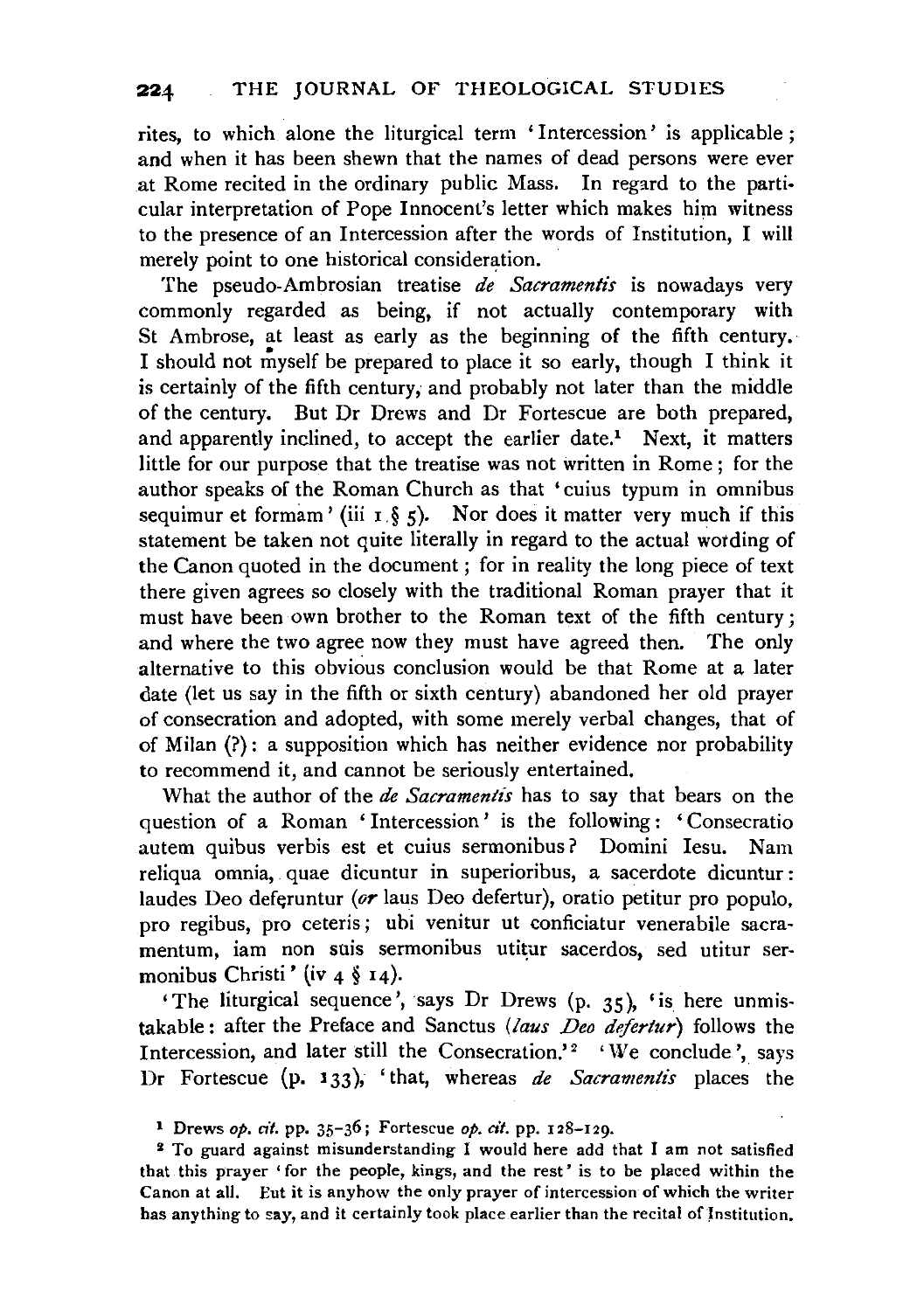rites, to which alone the liturgical term 'Intercession' is applicable; and when it has been shewn that the names of dead persons were ever at Rome recited in the ordinary public Mass. In regard to the particular interpretation of Pope Innocent's letter which makes him witness to the presence of an Intercession after the words of Institution, I will merely point to one historical consideration.

The pseudo-Ambrosian treatise *de Sacramentis* is nowadays very commonly regarded as being, if not actually contemporary with St Ambrose, at least as early as the beginning of the fifth century. I should not myself be prepared to place it so early, though I think it is certainly of the fifth century, and probably not later than the middle of the century. But Dr Drews and Dr Fortescue are both prepared, and apparently inclined, to accept the earlier date.[1] Next, it matters little for our purpose that the treatise was not written in Rome; for the author speaks of the Roman Church as that 'cuius typum in omnibus sequimur et formam' (iii 1 § 5). Nor does it matter very much if this statement be taken not quite literally in regard to the actual wording of the Canon quoted in the document; for in reality the long piece of text there given agrees so closely with the traditional Roman prayer that it must have been own brother to the Roman text of the fifth century; and where the two agree now they must have agreed then. The only alternative to this obvious conclusion would be that Rome at a later date (let us say in the fifth or sixth century) abandoned her old prayer of consecration and adopted, with some merely verbal changes, that of of Milan (?): a supposition which has neither evidence nor probability to recommend it, and cannot be seriously entertained.

What the author of the *de Sacramentis* has to say that bears on the question of a Roman 'Intercession' is the following: 'Consecratio autem quibus verbis est et cuius sermonibus? Domini Iesu. Nam reliqua omnia, quae dicuntur in superioribus, a sacerdote dicuntur: laudes Deo deferuntur (*or* laus Deo defertur), oratio petitur pro populo, pro regibus, pro ceteris; ubi venitur ut conficiatur venerabile sacramentum, iam non suis sermonibus utitur sacerdos, sed utitur sermonibus Christi' (iv 4 § 14).

'The liturgical sequence', says Dr Drews (p. 35), 'is here unmistakable: after the Preface and Sanctus (*laus Deo defertur*) follows the Intercession, and later still the Consecration.'[2] 'We conclude', says Dr Fortescue (p. 133), 'that, whereas *de Sacramentis* places the

[1] Drews *op. cit.* pp. 35–36; Fortescue *op. cit.* pp. 128–129.

[2] To guard against misunderstanding I would here add that I am not satisfied that this prayer 'for the people, kings, and the rest' is to be placed within the Canon at all. But it is anyhow the only prayer of intercession of which the writer has anything to say, and it certainly took place earlier than the recital of Institution.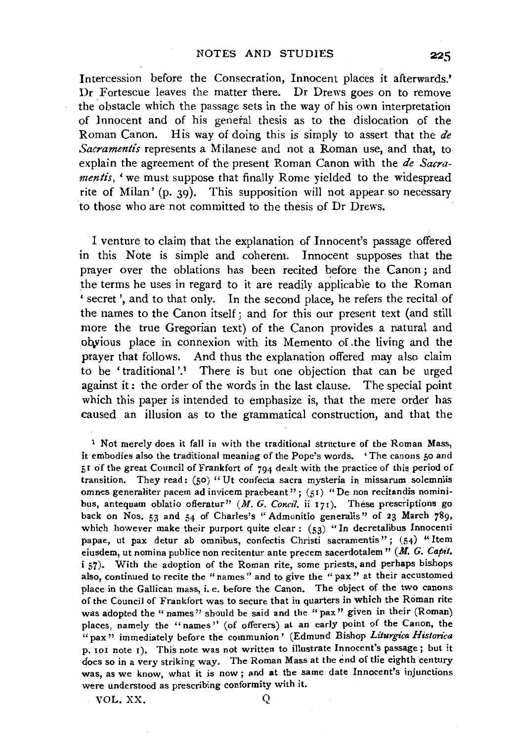Intercession before the Consecration, Innocent places it afterwards.' Dr Fortescue leaves the matter there. Dr Drews goes on to remove the obstacle which the passage sets in the way of his own interpretation of Innocent and of his general thesis as to the dislocation of the Roman Canon. His way of doing this is simply to assert that the *de Sacramentis* represents a Milanese and not a Roman use, and that, to explain the agreement of the present Roman Canon with the *de Sacramentis*, 'we must suppose that finally Rome yielded to the widespread rite of Milan' (p. 39). This supposition will not appear so necessary to those who are not committed to the thesis of Dr Drews.

I venture to claim that the explanation of Innocent's passage offered in this Note is simple and coherent. Innocent supposes that the prayer over the oblations has been recited before the Canon; and the terms he uses in regard to it are readily applicable to the Roman 'secret', and to that only. In the second place, he refers the recital of the names to the Canon itself; and for this our present text (and still more the true Gregorian text) of the Canon provides a natural and obvious place in connexion with its Memento of the living and the prayer that follows. And thus the explanation offered may also claim to be 'traditional'.[1] There is but one objection that can be urged against it: the order of the words in the last clause. The special point which this paper is intended to emphasize is, that the mere order has caused an illusion as to the grammatical construction, and that the

[1] Not merely does it fall in with the traditional structure of the Roman Mass, it embodies also the traditional meaning of the Pope's words. 'The canons 50 and 51 of the great Council of Frankfort of 794 dealt with the practice of this period of transition. They read: (50) "Ut confecta sacra mysteria in missarum solemniis omnes generaliter pacem ad invicem praebeant"; (51) "De non recitandis nominibus, antequam oblatio offeratur" (*M. G. Concil.* ii 171). These prescriptions go back on Nos. 53 and 54 of Charles's "Admonitio generalis" of 23 March 789, which however make their purport quite clear: (53) "In decretalibus Innocenti papae, ut pax detur ab omnibus, confectis Christi sacramentis"; (54) "Item eiusdem, ut nomina publice non recitentur ante precem sacerdotalem" (*M. G. Capit.* i 57). With the adoption of the Roman rite, some priests, and perhaps bishops also, continued to recite the "names" and to give the "pax" at their accustomed place in the Gallican mass, i. e. before the Canon. The object of the two canons of the Council of Frankfort was to secure that in quarters in which the Roman rite was adopted the "names" should be said and the "pax" given in their (Roman) places, namely the "names" (of offerers) at an early point of the Canon, the "pax" immediately before the communion' (Edmund Bishop *Liturgica Historica* p. 101 note 1). This note was not written to illustrate Innocent's passage; but it does so in a very striking way. The Roman Mass at the end of the eighth century was, as we know, what it is now; and at the same date Innocent's injunctions were understood as prescribing conformity with it.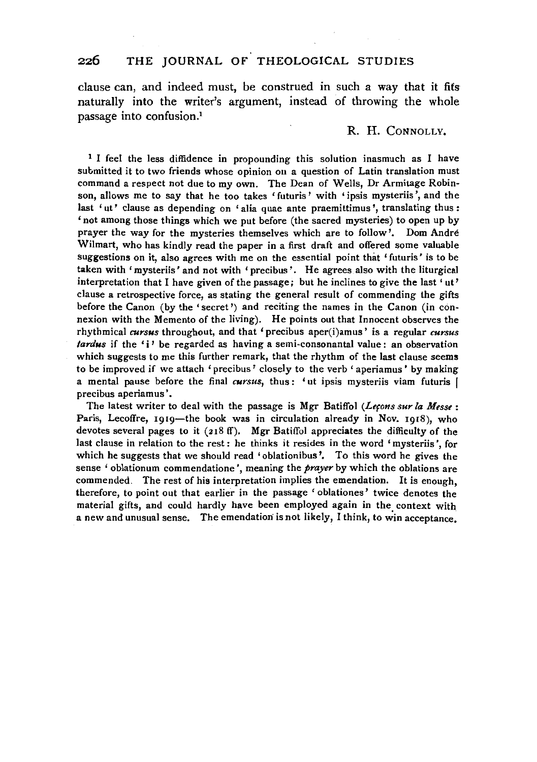clause can, and indeed must, be construed in such a way that it fits naturally into the writer's argument, instead of throwing the whole passage into confusion.[1]

R. H. CONNOLLY.

[1] I feel the less diffidence in propounding this solution inasmuch as I have submitted it to two friends whose opinion on a question of Latin translation must command a respect not due to my own. The Dean of Wells, Dr Armitage Robinson, allows me to say that he too takes 'futuris' with 'ipsis mysteriis', and the last 'ut' clause as depending on 'alia quae ante praemittimus', translating thus: 'not among those things which we put before (the sacred mysteries) to open up by prayer the way for the mysteries themselves which are to follow'. Dom André Wilmart, who has kindly read the paper in a first draft and offered some valuable suggestions on it, also agrees with me on the essential point that 'futuris' is to be taken with 'mysteriis' and not with 'precibus'. He agrees also with the liturgical interpretation that I have given of the passage; but he inclines to give the last 'ut' clause a retrospective force, as stating the general result of commending the gifts before the Canon (by the 'secret') and reciting the names in the Canon (in connexion with the Memento of the living). He points out that Innocent observes the rhythmical *cursus* throughout, and that 'precibus aper(i)amus' is a regular *cursus tardus* if the 'i' be regarded as having a semi-consonantal value: an observation which suggests to me this further remark, that the rhythm of the last clause seems to be improved if we attach 'precibus' closely to the verb 'aperiamus' by making a mental pause before the final *cursus*, thus: 'ut ipsis mysteriis viam futuris | precibus aperiamus'.

The latest writer to deal with the passage is Mgr Batiffol (*Leçons sur la Messe*: Paris, Lecoffre, 1919—the book was in circulation already in Nov. 1918), who devotes several pages to it (218 ff). Mgr Batiffol appreciates the difficulty of the last clause in relation to the rest: he thinks it resides in the word 'mysteriis', for which he suggests that we should read 'oblationibus'. To this word he gives the sense 'oblationum commendatione', meaning the *prayer* by which the oblations are commended. The rest of his interpretation implies the emendation. It is enough, therefore, to point out that earlier in the passage 'oblationes' twice denotes the material gifts, and could hardly have been employed again in the context with a new and unusual sense. The emendation is not likely, I think, to win acceptance.